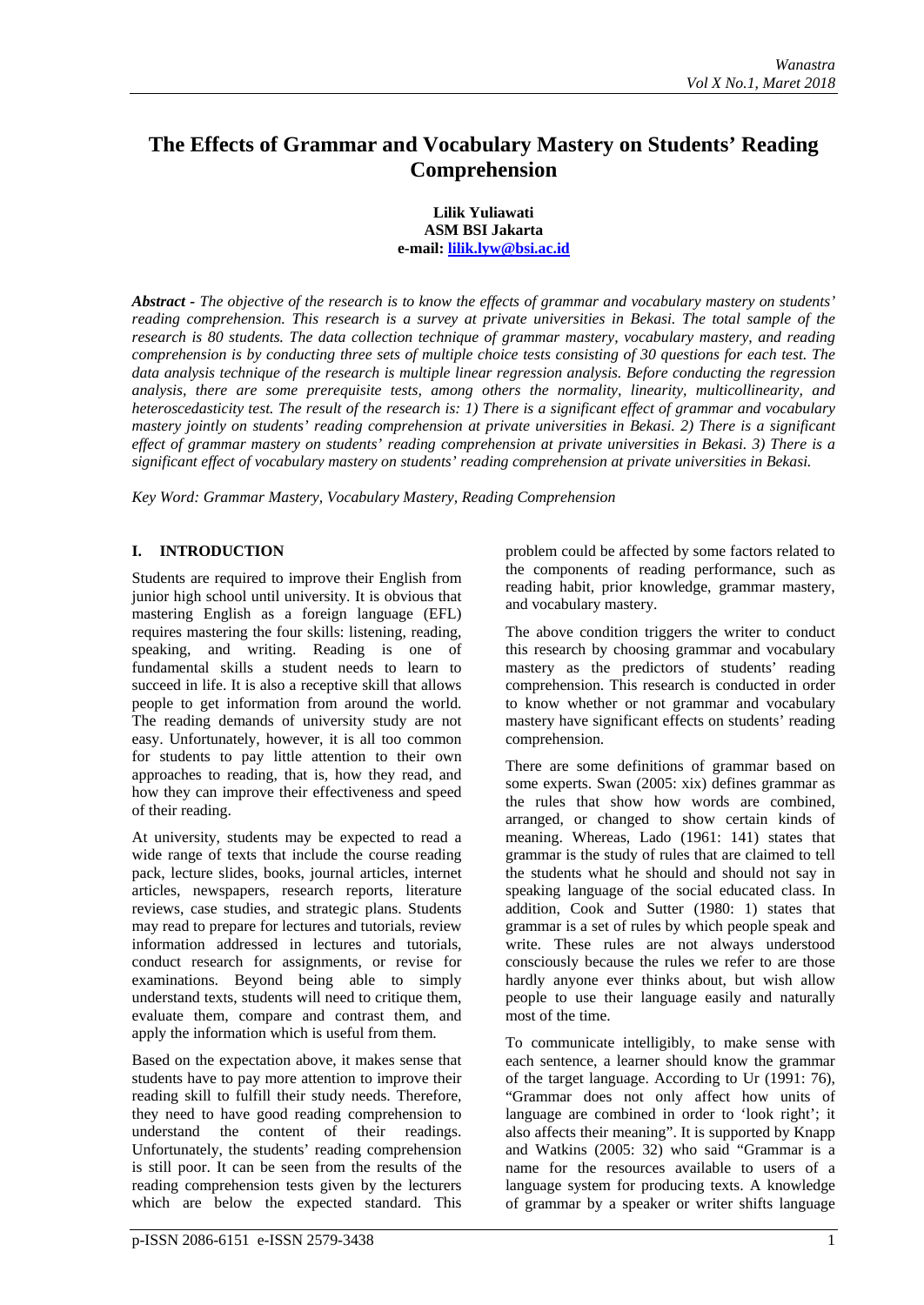# The Effects of Grammar and Vocabulary Mastery on Students' Reading Comprehension

**Lilik Yuliawati**
**ASM BSI Jakarta**
**e-mail: lilik.lyw@bsi.ac.id**

***Abstract** - The objective of the research is to know the effects of grammar and vocabulary mastery on students' reading comprehension. This research is a survey at private universities in Bekasi. The total sample of the research is 80 students. The data collection technique of grammar mastery, vocabulary mastery, and reading comprehension is by conducting three sets of multiple choice tests consisting of 30 questions for each test. The data analysis technique of the research is multiple linear regression analysis. Before conducting the regression analysis, there are some prerequisite tests, among others the normality, linearity, multicollinearity, and heteroscedasticity test. The result of the research is: 1) There is a significant effect of grammar and vocabulary mastery jointly on students' reading comprehension at private universities in Bekasi. 2) There is a significant effect of grammar mastery on students' reading comprehension at private universities in Bekasi. 3) There is a significant effect of vocabulary mastery on students' reading comprehension at private universities in Bekasi.*

*Key Word: Grammar Mastery, Vocabulary Mastery, Reading Comprehension*

## I. INTRODUCTION

Students are required to improve their English from junior high school until university. It is obvious that mastering English as a foreign language (EFL) requires mastering the four skills: listening, reading, speaking, and writing. Reading is one of fundamental skills a student needs to learn to succeed in life. It is also a receptive skill that allows people to get information from around the world. The reading demands of university study are not easy. Unfortunately, however, it is all too common for students to pay little attention to their own approaches to reading, that is, how they read, and how they can improve their effectiveness and speed of their reading.

At university, students may be expected to read a wide range of texts that include the course reading pack, lecture slides, books, journal articles, internet articles, newspapers, research reports, literature reviews, case studies, and strategic plans. Students may read to prepare for lectures and tutorials, review information addressed in lectures and tutorials, conduct research for assignments, or revise for examinations. Beyond being able to simply understand texts, students will need to critique them, evaluate them, compare and contrast them, and apply the information which is useful from them.

Based on the expectation above, it makes sense that students have to pay more attention to improve their reading skill to fulfill their study needs. Therefore, they need to have good reading comprehension to understand the content of their readings. Unfortunately, the students' reading comprehension is still poor. It can be seen from the results of the reading comprehension tests given by the lecturers which are below the expected standard. This problem could be affected by some factors related to the components of reading performance, such as reading habit, prior knowledge, grammar mastery, and vocabulary mastery.

The above condition triggers the writer to conduct this research by choosing grammar and vocabulary mastery as the predictors of students' reading comprehension. This research is conducted in order to know whether or not grammar and vocabulary mastery have significant effects on students' reading comprehension.

There are some definitions of grammar based on some experts. Swan (2005: xix) defines grammar as the rules that show how words are combined, arranged, or changed to show certain kinds of meaning. Whereas, Lado (1961: 141) states that grammar is the study of rules that are claimed to tell the students what he should and should not say in speaking language of the social educated class. In addition, Cook and Sutter (1980: 1) states that grammar is a set of rules by which people speak and write. These rules are not always understood consciously because the rules we refer to are those hardly anyone ever thinks about, but wish allow people to use their language easily and naturally most of the time.

To communicate intelligibly, to make sense with each sentence, a learner should know the grammar of the target language. According to Ur (1991: 76), "Grammar does not only affect how units of language are combined in order to 'look right'; it also affects their meaning". It is supported by Knapp and Watkins (2005: 32) who said "Grammar is a name for the resources available to users of a language system for producing texts. A knowledge of grammar by a speaker or writer shifts language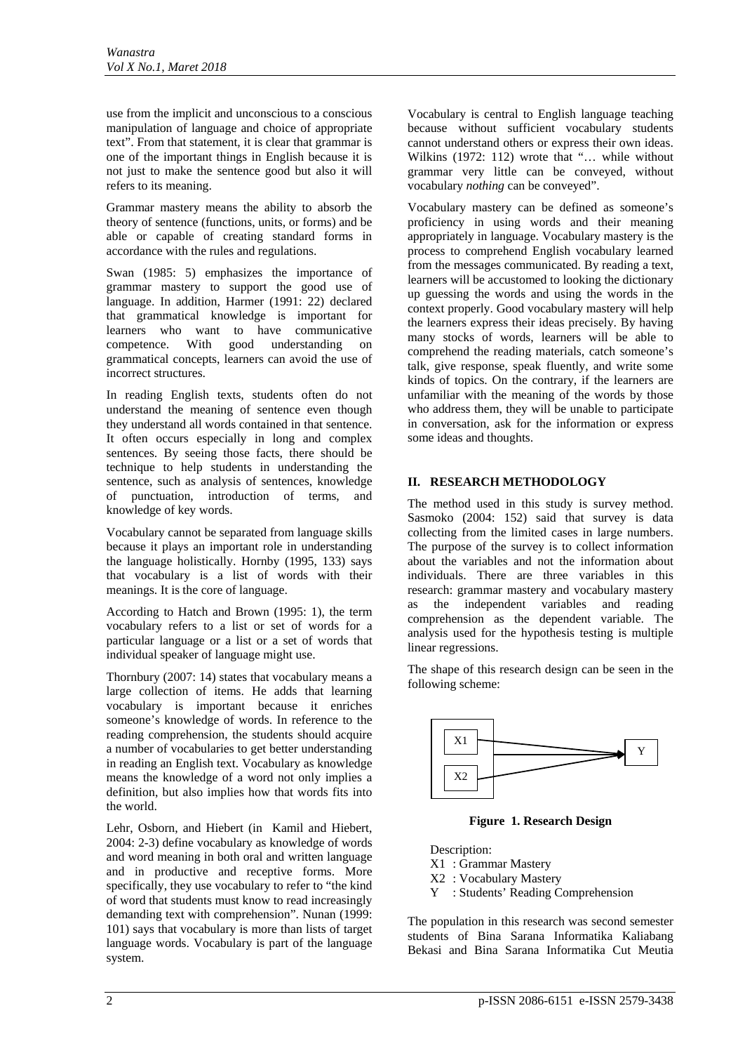use from the implicit and unconscious to a conscious manipulation of language and choice of appropriate text". From that statement, it is clear that grammar is one of the important things in English because it is not just to make the sentence good but also it will refers to its meaning.

Grammar mastery means the ability to absorb the theory of sentence (functions, units, or forms) and be able or capable of creating standard forms in accordance with the rules and regulations.

Swan (1985: 5) emphasizes the importance of grammar mastery to support the good use of language. In addition, Harmer (1991: 22) declared that grammatical knowledge is important for learners who want to have communicative competence. With good understanding on grammatical concepts, learners can avoid the use of incorrect structures.

In reading English texts, students often do not understand the meaning of sentence even though they understand all words contained in that sentence. It often occurs especially in long and complex sentences. By seeing those facts, there should be technique to help students in understanding the sentence, such as analysis of sentences, knowledge of punctuation, introduction of terms, and knowledge of key words.

Vocabulary cannot be separated from language skills because it plays an important role in understanding the language holistically. Hornby (1995, 133) says that vocabulary is a list of words with their meanings. It is the core of language.

According to Hatch and Brown (1995: 1), the term vocabulary refers to a list or set of words for a particular language or a list or a set of words that individual speaker of language might use.

Thornbury (2007: 14) states that vocabulary means a large collection of items. He adds that learning vocabulary is important because it enriches someone's knowledge of words. In reference to the reading comprehension, the students should acquire a number of vocabularies to get better understanding in reading an English text. Vocabulary as knowledge means the knowledge of a word not only implies a definition, but also implies how that words fits into the world.

Lehr, Osborn, and Hiebert (in Kamil and Hiebert, 2004: 2-3) define vocabulary as knowledge of words and word meaning in both oral and written language and in productive and receptive forms. More specifically, they use vocabulary to refer to "the kind of word that students must know to read increasingly demanding text with comprehension". Nunan (1999: 101) says that vocabulary is more than lists of target language words. Vocabulary is part of the language system.

Vocabulary is central to English language teaching because without sufficient vocabulary students cannot understand others or express their own ideas. Wilkins (1972: 112) wrote that "… while without grammar very little can be conveyed, without vocabulary *nothing* can be conveyed".

Vocabulary mastery can be defined as someone's proficiency in using words and their meaning appropriately in language. Vocabulary mastery is the process to comprehend English vocabulary learned from the messages communicated. By reading a text, learners will be accustomed to looking the dictionary up guessing the words and using the words in the context properly. Good vocabulary mastery will help the learners express their ideas precisely. By having many stocks of words, learners will be able to comprehend the reading materials, catch someone's talk, give response, speak fluently, and write some kinds of topics. On the contrary, if the learners are unfamiliar with the meaning of the words by those who address them, they will be unable to participate in conversation, ask for the information or express some ideas and thoughts.

## II. RESEARCH METHODOLOGY

The method used in this study is survey method. Sasmoko (2004: 152) said that survey is data collecting from the limited cases in large numbers. The purpose of the survey is to collect information about the variables and not the information about individuals. There are three variables in this research: grammar mastery and vocabulary mastery as the independent variables and reading comprehension as the dependent variable. The analysis used for the hypothesis testing is multiple linear regressions.

The shape of this research design can be seen in the following scheme:

```
 +------+
 |  X1  |---------\
 |      |----------> Y
 |  X2  |---------/
 +------+
```

**Figure 1. Research Design**

Description:

X1 : Grammar Mastery
X2 : Vocabulary Mastery
Y : Students' Reading Comprehension

The population in this research was second semester students of Bina Sarana Informatika Kaliabang Bekasi and Bina Sarana Informatika Cut Meutia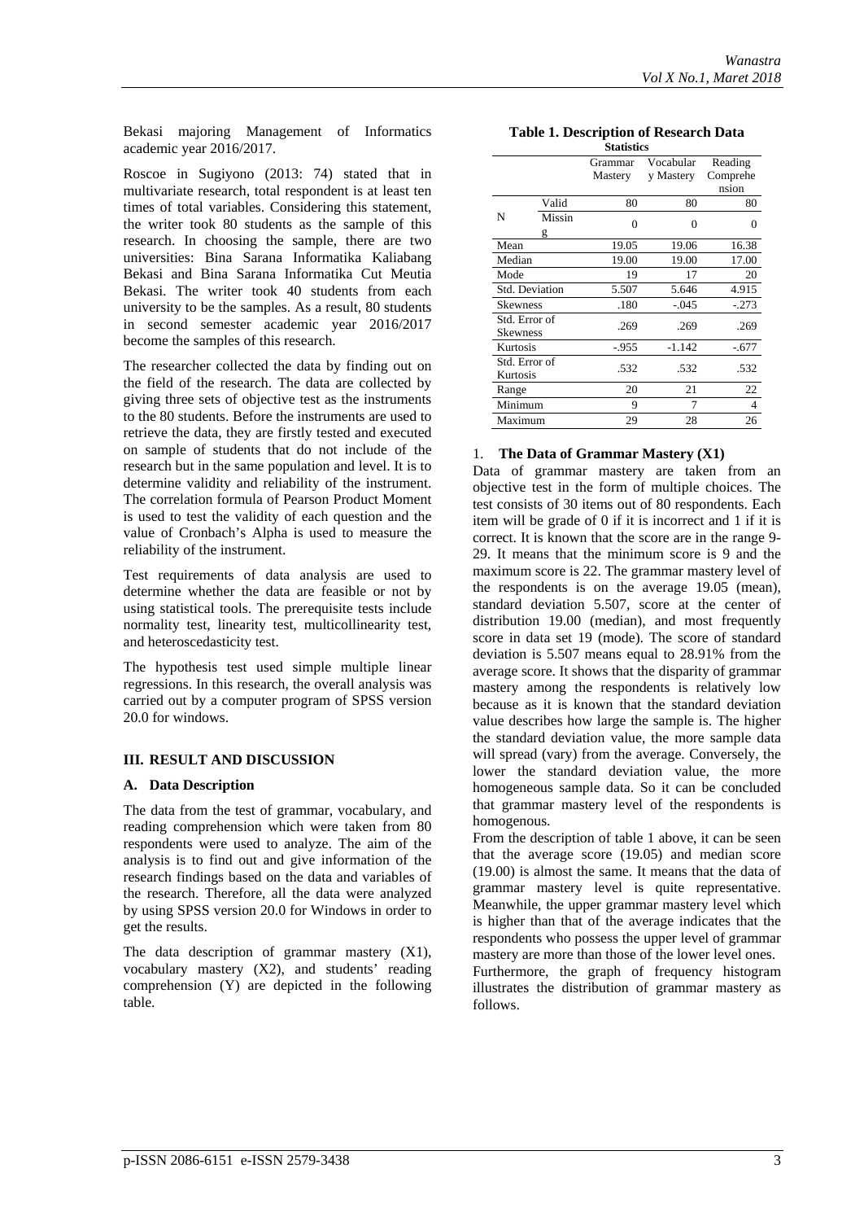Bekasi majoring Management of Informatics academic year 2016/2017.

Roscoe in Sugiyono (2013: 74) stated that in multivariate research, total respondent is at least ten times of total variables. Considering this statement, the writer took 80 students as the sample of this research. In choosing the sample, there are two universities: Bina Sarana Informatika Kaliabang Bekasi and Bina Sarana Informatika Cut Meutia Bekasi. The writer took 40 students from each university to be the samples. As a result, 80 students in second semester academic year 2016/2017 become the samples of this research.

The researcher collected the data by finding out on the field of the research. The data are collected by giving three sets of objective test as the instruments to the 80 students. Before the instruments are used to retrieve the data, they are firstly tested and executed on sample of students that do not include of the research but in the same population and level. It is to determine validity and reliability of the instrument. The correlation formula of Pearson Product Moment is used to test the validity of each question and the value of Cronbach's Alpha is used to measure the reliability of the instrument.

Test requirements of data analysis are used to determine whether the data are feasible or not by using statistical tools. The prerequisite tests include normality test, linearity test, multicollinearity test, and heteroscedasticity test.

The hypothesis test used simple multiple linear regressions. In this research, the overall analysis was carried out by a computer program of SPSS version 20.0 for windows.

## III. RESULT AND DISCUSSION

### A. Data Description

The data from the test of grammar, vocabulary, and reading comprehension which were taken from 80 respondents were used to analyze. The aim of the analysis is to find out and give information of the research findings based on the data and variables of the research. Therefore, all the data were analyzed by using SPSS version 20.0 for Windows in order to get the results.

The data description of grammar mastery (X1), vocabulary mastery (X2), and students' reading comprehension (Y) are depicted in the following table.

**Table 1. Description of Research Data**

**Statistics**

| | | Grammar Mastery | Vocabulary Mastery | Reading Comprehension |
|---|---|---|---|---|
| N | Valid | 80 | 80 | 80 |
| | Missing | 0 | 0 | 0 |
| Mean | | 19.05 | 19.06 | 16.38 |
| Median | | 19.00 | 19.00 | 17.00 |
| Mode | | 19 | 17 | 20 |
| Std. Deviation | | 5.507 | 5.646 | 4.915 |
| Skewness | | .180 | -.045 | -.273 |
| Std. Error of Skewness | | .269 | .269 | .269 |
| Kurtosis | | -.955 | -1.142 | -.677 |
| Std. Error of Kurtosis | | .532 | .532 | .532 |
| Range | | 20 | 21 | 22 |
| Minimum | | 9 | 7 | 4 |
| Maximum | | 29 | 28 | 26 |

1. **The Data of Grammar Mastery (X1)**

Data of grammar mastery are taken from an objective test in the form of multiple choices. The test consists of 30 items out of 80 respondents. Each item will be grade of 0 if it is incorrect and 1 if it is correct. It is known that the score are in the range 9-29. It means that the minimum score is 9 and the maximum score is 22. The grammar mastery level of the respondents is on the average 19.05 (mean), standard deviation 5.507, score at the center of distribution 19.00 (median), and most frequently score in data set 19 (mode). The score of standard deviation is 5.507 means equal to 28.91% from the average score. It shows that the disparity of grammar mastery among the respondents is relatively low because as it is known that the standard deviation value describes how large the sample is. The higher the standard deviation value, the more sample data will spread (vary) from the average. Conversely, the lower the standard deviation value, the more homogeneous sample data. So it can be concluded that grammar mastery level of the respondents is homogenous.

From the description of table 1 above, it can be seen that the average score (19.05) and median score (19.00) is almost the same. It means that the data of grammar mastery level is quite representative. Meanwhile, the upper grammar mastery level which is higher than that of the average indicates that the respondents who possess the upper level of grammar mastery are more than those of the lower level ones.

Furthermore, the graph of frequency histogram illustrates the distribution of grammar mastery as follows.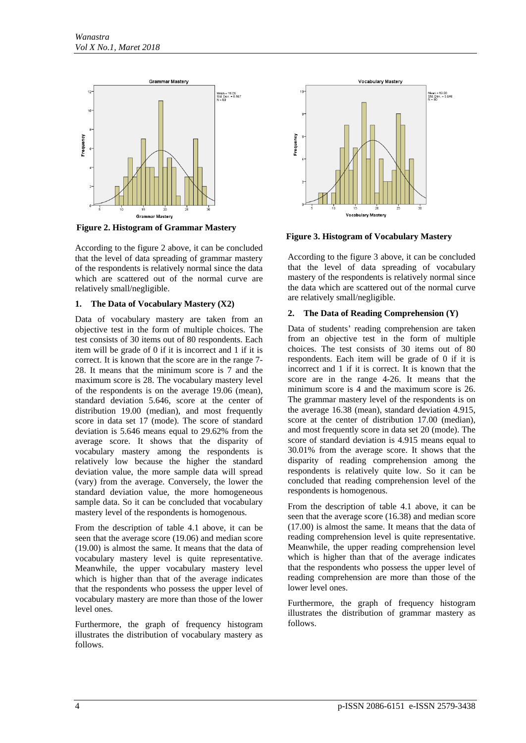Figure 2. Histogram of Grammar Mastery

According to the figure 2 above, it can be concluded that the level of data spreading of grammar mastery of the respondents is relatively normal since the data which are scattered out of the normal curve are relatively small/negligible.

### 1. The Data of Vocabulary Mastery (X2)

Data of vocabulary mastery are taken from an objective test in the form of multiple choices. The test consists of 30 items out of 80 respondents. Each item will be grade of 0 if it is incorrect and 1 if it is correct. It is known that the score are in the range 7-28. It means that the minimum score is 7 and the maximum score is 28. The vocabulary mastery level of the respondents is on the average 19.06 (mean), standard deviation 5.646, score at the center of distribution 19.00 (median), and most frequently score in data set 17 (mode). The score of standard deviation is 5.646 means equal to 29.62% from the average score. It shows that the disparity of vocabulary mastery among the respondents is relatively low because the higher the standard deviation value, the more sample data will spread (vary) from the average. Conversely, the lower the standard deviation value, the more homogeneous sample data. So it can be concluded that vocabulary mastery level of the respondents is homogenous.

From the description of table 4.1 above, it can be seen that the average score (19.06) and median score (19.00) is almost the same. It means that the data of vocabulary mastery level is quite representative. Meanwhile, the upper vocabulary mastery level which is higher than that of the average indicates that the respondents who possess the upper level of vocabulary mastery are more than those of the lower level ones.

Furthermore, the graph of frequency histogram illustrates the distribution of vocabulary mastery as follows.

Figure 3. Histogram of Vocabulary Mastery

According to the figure 3 above, it can be concluded that the level of data spreading of vocabulary mastery of the respondents is relatively normal since the data which are scattered out of the normal curve are relatively small/negligible.

### 2. The Data of Reading Comprehension (Y)

Data of students' reading comprehension are taken from an objective test in the form of multiple choices. The test consists of 30 items out of 80 respondents. Each item will be grade of 0 if it is incorrect and 1 if it is correct. It is known that the score are in the range 4-26. It means that the minimum score is 4 and the maximum score is 26. The grammar mastery level of the respondents is on the average 16.38 (mean), standard deviation 4.915, score at the center of distribution 17.00 (median), and most frequently score in data set 20 (mode). The score of standard deviation is 4.915 means equal to 30.01% from the average score. It shows that the disparity of reading comprehension among the respondents is relatively quite low. So it can be concluded that reading comprehension level of the respondents is homogenous.

From the description of table 4.1 above, it can be seen that the average score (16.38) and median score (17.00) is almost the same. It means that the data of reading comprehension level is quite representative. Meanwhile, the upper reading comprehension level which is higher than that of the average indicates that the respondents who possess the upper level of reading comprehension are more than those of the lower level ones.

Furthermore, the graph of frequency histogram illustrates the distribution of grammar mastery as follows.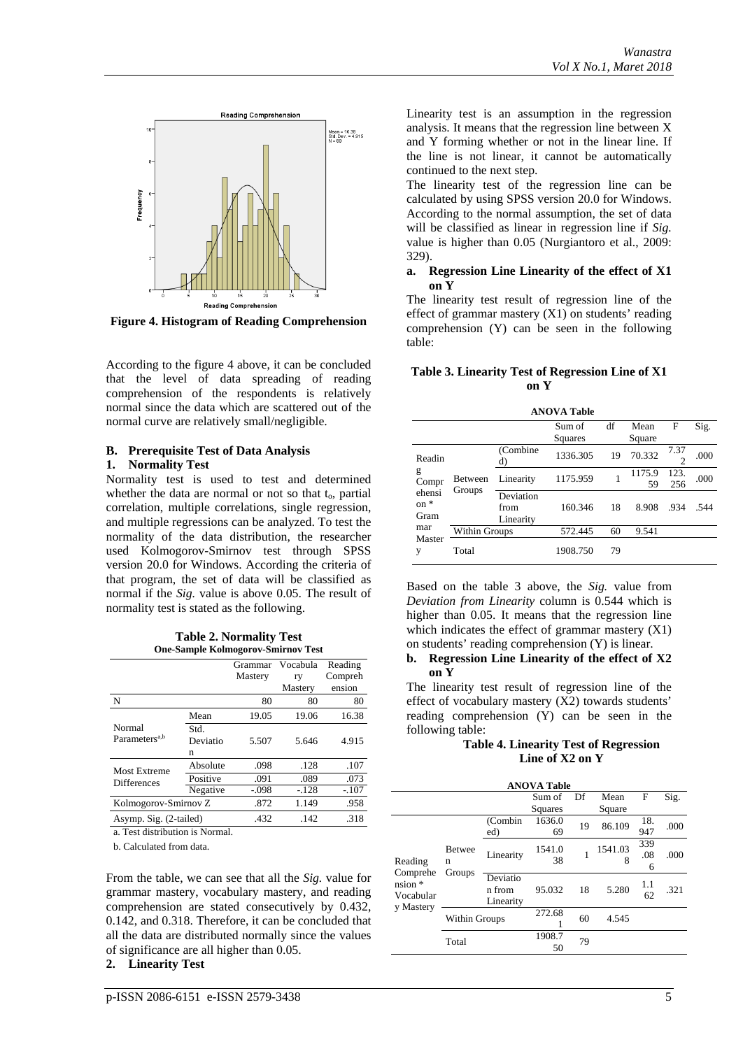Figure 4. Histogram of Reading Comprehension

According to the figure 4 above, it can be concluded that the level of data spreading of reading comprehension of the respondents is relatively normal since the data which are scattered out of the normal curve are relatively small/negligible.

## B. Prerequisite Test of Data Analysis

### 1. Normality Test

Normality test is used to test and determined whether the data are normal or not so that $t_o$, partial correlation, multiple correlations, single regression, and multiple regressions can be analyzed. To test the normality of the data distribution, the researcher used Kolmogorov-Smirnov test through SPSS version 20.0 for Windows. According the criteria of that program, the set of data will be classified as normal if the *Sig.* value is above 0.05. The result of normality test is stated as the following.

**Table 2. Normality Test**

**One-Sample Kolmogorov-Smirnov Test**

| | | Grammar Mastery | Vocabulary Mastery | Reading Comprehension |
|---|---|---|---|---|
| N | | 80 | 80 | 80 |
| Normal Parameters[a,b] | Mean | 19.05 | 19.06 | 16.38 |
| | Std. Deviation | 5.507 | 5.646 | 4.915 |
| Most Extreme Differences | Absolute | .098 | .128 | .107 |
| | Positive | .091 | .089 | .073 |
| | Negative | -.098 | -.128 | -.107 |
| Kolmogorov-Smirnov Z | | .872 | 1.149 | .958 |
| Asymp. Sig. (2-tailed) | | .432 | .142 | .318 |

a. Test distribution is Normal.

b. Calculated from data.

From the table, we can see that all the *Sig.* value for grammar mastery, vocabulary mastery, and reading comprehension are stated consecutively by 0.432, 0.142, and 0.318. Therefore, it can be concluded that all the data are distributed normally since the values of significance are all higher than 0.05.

### 2. Linearity Test

Linearity test is an assumption in the regression analysis. It means that the regression line between X and Y forming whether or not in the linear line. If the line is not linear, it cannot be automatically continued to the next step.

The linearity test of the regression line can be calculated by using SPSS version 20.0 for Windows. According to the normal assumption, the set of data will be classified as linear in regression line if *Sig.* value is higher than 0.05 (Nurgiantoro et al., 2009: 329).

**a. Regression Line Linearity of the effect of X1 on Y**

The linearity test result of regression line of the effect of grammar mastery (X1) on students' reading comprehension (Y) can be seen in the following table:

**Table 3. Linearity Test of Regression Line of X1 on Y**

**ANOVA Table**

| | | | Sum of Squares | df | Mean Square | F | Sig. |
|---|---|---|---|---|---|---|---|
| Reading Comprehension * Grammar Mastery | Between Groups | (Combined) | 1336.305 | 19 | 70.332 | 7.372 | .000 |
| | | Linearity | 1175.959 | 1 | 1175.959 | 123.256 | .000 |
| | | Deviation from Linearity | 160.346 | 18 | 8.908 | .934 | .544 |
| | Within Groups | | 572.445 | 60 | 9.541 | | |
| | Total | | 1908.750 | 79 | | | |

Based on the table 3 above, the *Sig.* value from *Deviation from Linearity* column is 0.544 which is higher than 0.05. It means that the regression line which indicates the effect of grammar mastery (X1) on students' reading comprehension (Y) is linear.

**b. Regression Line Linearity of the effect of X2 on Y**

The linearity test result of regression line of the effect of vocabulary mastery (X2) towards students' reading comprehension (Y) can be seen in the following table:

**Table 4. Linearity Test of Regression Line of X2 on Y**

**ANOVA Table**

| | | | Sum of Squares | Df | Mean Square | F | Sig. |
|---|---|---|---|---|---|---|---|
| Reading Comprehension * Vocabulary Mastery | Between Groups | (Combined) | 1636.069 | 19 | 86.109 | 18.947 | .000 |
| | | Linearity | 1541.038 | 1 | 1541.038 | 339.086 | .000 |
| | | Deviation from Linearity | 95.032 | 18 | 5.280 | 1.162 | .321 |
| | Within Groups | | 272.681 | 60 | 4.545 | | |
| | Total | | 1908.750 | 79 | | | |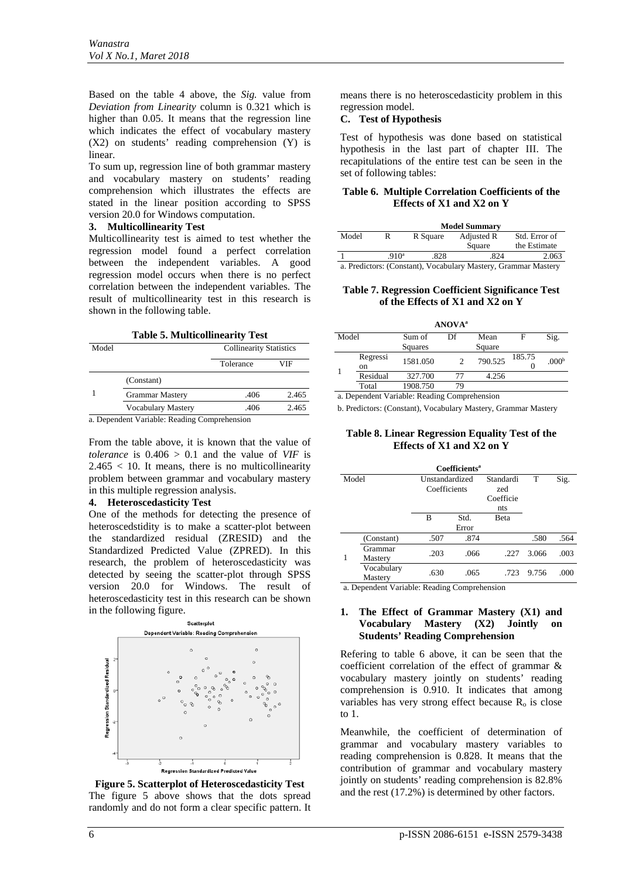Based on the table 4 above, the *Sig.* value from *Deviation from Linearity* column is 0.321 which is higher than 0.05. It means that the regression line which indicates the effect of vocabulary mastery (X2) on students' reading comprehension (Y) is linear.

To sum up, regression line of both grammar mastery and vocabulary mastery on students' reading comprehension which illustrates the effects are stated in the linear position according to SPSS version 20.0 for Windows computation.

### 3. Multicollinearity Test

Multicollinearity test is aimed to test whether the regression model found a perfect correlation between the independent variables. A good regression model occurs when there is no perfect correlation between the independent variables. The result of multicollinearity test in this research is shown in the following table.

**Table 5. Multicollinearity Test**

| Model | | Collinearity Statistics | |
|---|---|---|---|
| | | Tolerance | VIF |
| 1 | (Constant) | | |
| | Grammar Mastery | .406 | 2.465 |
| | Vocabulary Mastery | .406 | 2.465 |

a. Dependent Variable: Reading Comprehension

From the table above, it is known that the value of *tolerance* is $0.406 > 0.1$ and the value of *VIF* is $2.465 < 10$. It means, there is no multicollinearity problem between grammar and vocabulary mastery in this multiple regression analysis.

### 4. Heteroscedasticity Test

One of the methods for detecting the presence of heteroscedstidity is to make a scatter-plot between the standardized residual (ZRESID) and the Standardized Predicted Value (ZPRED). In this research, the problem of heteroscedasticity was detected by seeing the scatter-plot through SPSS version 20.0 for Windows. The result of heteroscedasticity test in this research can be shown in the following figure.

**Figure 5. Scatterplot of Heteroscedasticity Test**

The figure 5 above shows that the dots spread randomly and do not form a clear specific pattern. It means there is no heteroscedasticity problem in this regression model.

### C. Test of Hypothesis

Test of hypothesis was done based on statistical hypothesis in the last part of chapter III. The recapitulations of the entire test can be seen in the set of following tables:

**Table 6. Multiple Correlation Coefficients of the Effects of X1 and X2 on Y**

Model Summary

| Model | R | R Square | Adjusted R Square | Std. Error of the Estimate |
|---|---|---|---|---|
| 1 | .910[a] | .828 | .824 | 2.063 |

a. Predictors: (Constant), Vocabulary Mastery, Grammar Mastery

**Table 7. Regression Coefficient Significance Test of the Effects of X1 and X2 on Y**

ANOVA[a]

| Model | | Sum of Squares | Df | Mean Square | F | Sig. |
|---|---|---|---|---|---|---|
| 1 | Regression | 1581.050 | 2 | 790.525 | 185.750 | .000[b] |
| | Residual | 327.700 | 77 | 4.256 | | |
| | Total | 1908.750 | 79 | | | |

a. Dependent Variable: Reading Comprehension

b. Predictors: (Constant), Vocabulary Mastery, Grammar Mastery

**Table 8. Linear Regression Equality Test of the Effects of X1 and X2 on Y**

Coefficients[a]

| Model | | Unstandardized Coefficients | | Standardized Coefficients | T | Sig. |
|---|---|---|---|---|---|---|
| | | B | Std. Error | Beta | | |
| 1 | (Constant) | .507 | .874 | | .580 | .564 |
| | Grammar Mastery | .203 | .066 | .227 | 3.066 | .003 |
| | Vocabulary Mastery | .630 | .065 | .723 | 9.756 | .000 |

a. Dependent Variable: Reading Comprehension

#### 1. The Effect of Grammar Mastery (X1) and Vocabulary Mastery (X2) Jointly on Students' Reading Comprehension

Refering to table 6 above, it can be seen that the coefficient correlation of the effect of grammar & vocabulary mastery jointly on students' reading comprehension is 0.910. It indicates that among variables has very strong effect because $R_o$ is close to 1.

Meanwhile, the coefficient of determination of grammar and vocabulary mastery variables to reading comprehension is 0.828. It means that the contribution of grammar and vocabulary mastery jointly on students' reading comprehension is 82.8% and the rest (17.2%) is determined by other factors.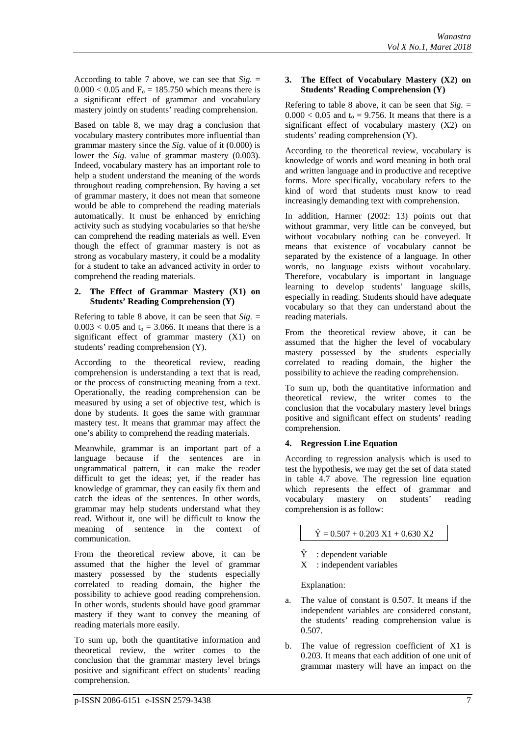According to table 7 above, we can see that *Sig.* = $0.000 < 0.05$ and $F_o = 185.750$ which means there is a significant effect of grammar and vocabulary mastery jointly on students' reading comprehension.

Based on table 8, we may drag a conclusion that vocabulary mastery contributes more influential than grammar mastery since the *Sig.* value of it (0.000) is lower the *Sig.* value of grammar mastery (0.003). Indeed, vocabulary mastery has an important role to help a student understand the meaning of the words throughout reading comprehension. By having a set of grammar mastery, it does not mean that someone would be able to comprehend the reading materials automatically. It must be enhanced by enriching activity such as studying vocabularies so that he/she can comprehend the reading materials as well. Even though the effect of grammar mastery is not as strong as vocabulary mastery, it could be a modality for a student to take an advanced activity in order to comprehend the reading materials.

### 2. The Effect of Grammar Mastery (X1) on Students' Reading Comprehension (Y)

Refering to table 8 above, it can be seen that *Sig.* = $0.003 < 0.05$ and $t_o = 3.066$. It means that there is a significant effect of grammar mastery (X1) on students' reading comprehension (Y).

According to the theoretical review, reading comprehension is understanding a text that is read, or the process of constructing meaning from a text. Operationally, the reading comprehension can be measured by using a set of objective test, which is done by students. It goes the same with grammar mastery test. It means that grammar may affect the one's ability to comprehend the reading materials.

Meanwhile, grammar is an important part of a language because if the sentences are in ungrammatical pattern, it can make the reader difficult to get the ideas; yet, if the reader has knowledge of grammar, they can easily fix them and catch the ideas of the sentences. In other words, grammar may help students understand what they read. Without it, one will be difficult to know the meaning of sentence in the context of communication.

From the theoretical review above, it can be assumed that the higher the level of grammar mastery possessed by the students especially correlated to reading domain, the higher the possibility to achieve good reading comprehension. In other words, students should have good grammar mastery if they want to convey the meaning of reading materials more easily.

To sum up, both the quantitative information and theoretical review, the writer comes to the conclusion that the grammar mastery level brings positive and significant effect on students' reading comprehension.

### 3. The Effect of Vocabulary Mastery (X2) on Students' Reading Comprehension (Y)

Refering to table 8 above, it can be seen that *Sig.* = $0.000 < 0.05$ and $t_o = 9.756$. It means that there is a significant effect of vocabulary mastery (X2) on students' reading comprehension (Y).

According to the theoretical review, vocabulary is knowledge of words and word meaning in both oral and written language and in productive and receptive forms. More specifically, vocabulary refers to the kind of word that students must know to read increasingly demanding text with comprehension.

In addition, Harmer (2002: 13) points out that without grammar, very little can be conveyed, but without vocabulary nothing can be conveyed. It means that existence of vocabulary cannot be separated by the existence of a language. In other words, no language exists without vocabulary. Therefore, vocabulary is important in language learning to develop students' language skills, especially in reading. Students should have adequate vocabulary so that they can understand about the reading materials.

From the theoretical review above, it can be assumed that the higher the level of vocabulary mastery possessed by the students especially correlated to reading domain, the higher the possibility to achieve the reading comprehension.

To sum up, both the quantitative information and theoretical review, the writer comes to the conclusion that the vocabulary mastery level brings positive and significant effect on students' reading comprehension.

### 4. Regression Line Equation

According to regression analysis which is used to test the hypothesis, we may get the set of data stated in table 4.7 above. The regression line equation which represents the effect of grammar and vocabulary mastery on students' reading comprehension is as follow:

$$\hat{Y} = 0.507 + 0.203\ X1 + 0.630\ X2$$

$\hat{Y}$ : dependent variable
X : independent variables

Explanation:

a. The value of constant is 0.507. It means if the independent variables are considered constant, the students' reading comprehension value is 0.507.

b. The value of regression coefficient of X1 is 0.203. It means that each addition of one unit of grammar mastery will have an impact on the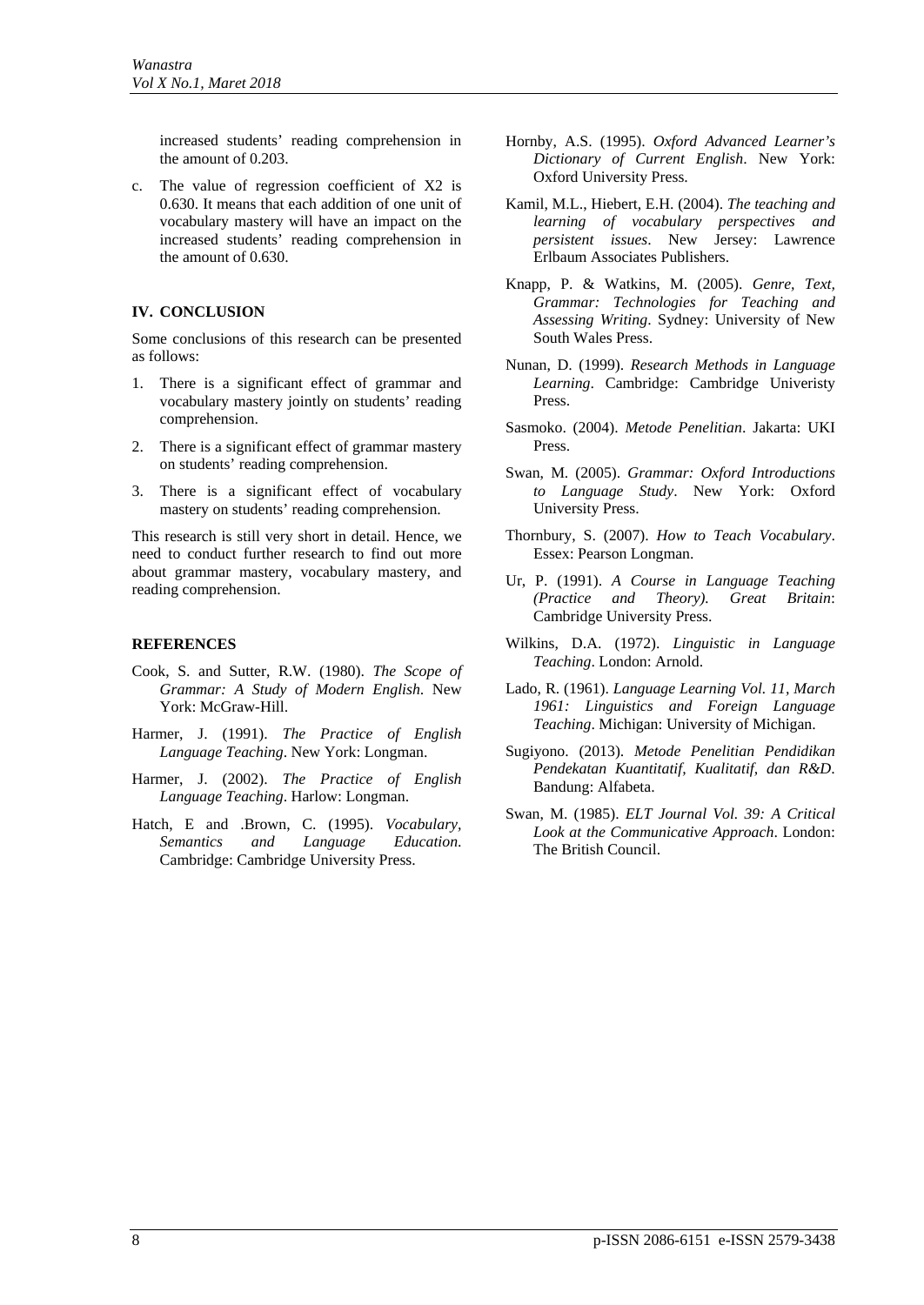increased students' reading comprehension in the amount of 0.203.

c. The value of regression coefficient of X2 is 0.630. It means that each addition of one unit of vocabulary mastery will have an impact on the increased students' reading comprehension in the amount of 0.630.

## IV. CONCLUSION

Some conclusions of this research can be presented as follows:

1. There is a significant effect of grammar and vocabulary mastery jointly on students' reading comprehension.
2. There is a significant effect of grammar mastery on students' reading comprehension.
3. There is a significant effect of vocabulary mastery on students' reading comprehension.

This research is still very short in detail. Hence, we need to conduct further research to find out more about grammar mastery, vocabulary mastery, and reading comprehension.

## REFERENCES

Cook, S. and Sutter, R.W. (1980). *The Scope of Grammar: A Study of Modern English*. New York: McGraw-Hill.

Harmer, J. (1991). *The Practice of English Language Teaching*. New York: Longman.

Harmer, J. (2002). *The Practice of English Language Teaching*. Harlow: Longman.

Hatch, E and .Brown, C. (1995). *Vocabulary, Semantics and Language Education*. Cambridge: Cambridge University Press.

Hornby, A.S. (1995). *Oxford Advanced Learner's Dictionary of Current English*. New York: Oxford University Press.

Kamil, M.L., Hiebert, E.H. (2004). *The teaching and learning of vocabulary perspectives and persistent issues*. New Jersey: Lawrence Erlbaum Associates Publishers.

Knapp, P. & Watkins, M. (2005). *Genre, Text, Grammar: Technologies for Teaching and Assessing Writing*. Sydney: University of New South Wales Press.

Nunan, D. (1999). *Research Methods in Language Learning*. Cambridge: Cambridge Univeristy Press.

Sasmoko. (2004). *Metode Penelitian*. Jakarta: UKI Press.

Swan, M. (2005). *Grammar: Oxford Introductions to Language Study*. New York: Oxford University Press.

Thornbury, S. (2007). *How to Teach Vocabulary*. Essex: Pearson Longman.

Ur, P. (1991). *A Course in Language Teaching (Practice and Theory). Great Britain*: Cambridge University Press.

Wilkins, D.A. (1972). *Linguistic in Language Teaching*. London: Arnold.

Lado, R. (1961). *Language Learning Vol. 11, March 1961: Linguistics and Foreign Language Teaching*. Michigan: University of Michigan.

Sugiyono. (2013). *Metode Penelitian Pendidikan Pendekatan Kuantitatif, Kualitatif, dan R&D*. Bandung: Alfabeta.

Swan, M. (1985). *ELT Journal Vol. 39: A Critical Look at the Communicative Approach*. London: The British Council.